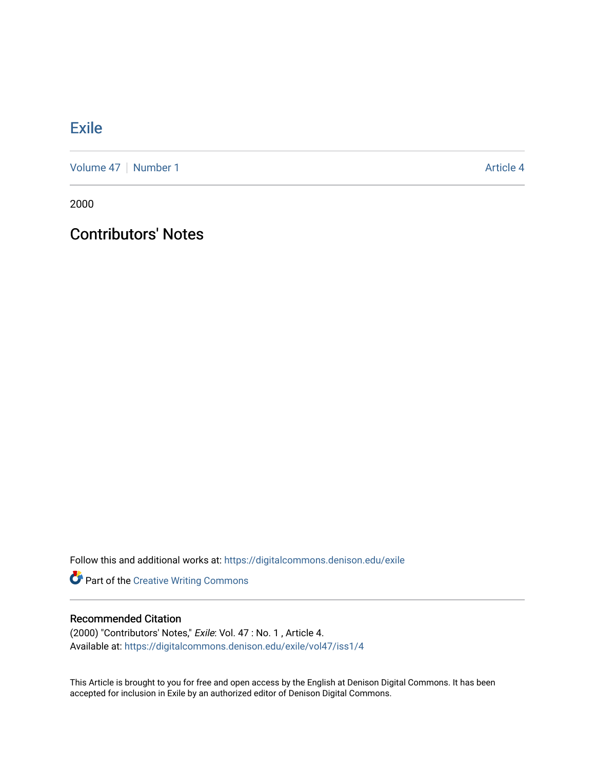# Exile

Volume 47 | Number 1 | Article 4

2000

## Contributors' Notes

Follow this and additional works at: https://digitalcommons.denison.edu/exile

Part of the Creative Writing Commons

### Recommended Citation

(2000) "Contributors' Notes," *Exile*: Vol. 47 : No. 1 , Article 4.
Available at: https://digitalcommons.denison.edu/exile/vol47/iss1/4

This Article is brought to you for free and open access by the English at Denison Digital Commons. It has been accepted for inclusion in Exile by an authorized editor of Denison Digital Commons.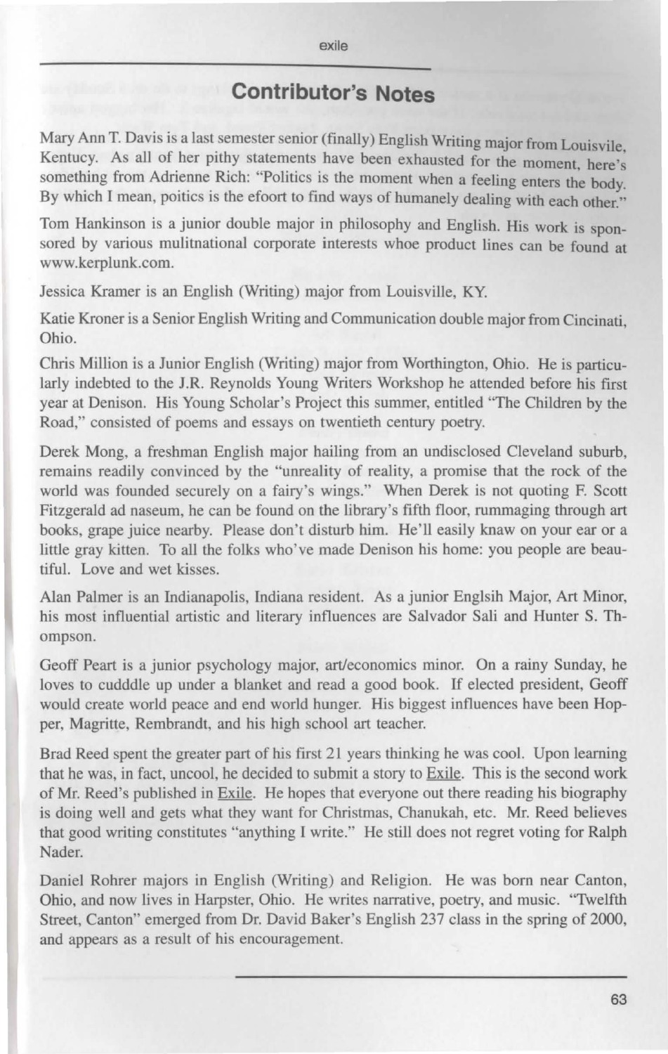## Contributor's Notes

Mary Ann T. Davis is a last semester senior (finally) English Writing major from Louisvile, Kentucy. As all of her pithy statements have been exhausted for the moment, here's something from Adrienne Rich: "Politics is the moment when a feeling enters the body. By which I mean, poitics is the efoort to find ways of humanely dealing with each other."

Tom Hankinson is a junior double major in philosophy and English. His work is sponsored by various mulitnational corporate interests whoe product lines can be found at www.kerplunk.com.

Jessica Kramer is an English (Writing) major from Louisville, KY.

Katie Kroner is a Senior English Writing and Communication double major from Cincinati, Ohio.

Chris Million is a Junior English (Writing) major from Worthington, Ohio. He is particularly indebted to the J.R. Reynolds Young Writers Workshop he attended before his first year at Denison. His Young Scholar's Project this summer, entitled "The Children by the Road," consisted of poems and essays on twentieth century poetry.

Derek Mong, a freshman English major hailing from an undisclosed Cleveland suburb, remains readily convinced by the "unreality of reality, a promise that the rock of the world was founded securely on a fairy's wings." When Derek is not quoting F. Scott Fitzgerald ad naseum, he can be found on the library's fifth floor, rummaging through art books, grape juice nearby. Please don't disturb him. He'll easily knaw on your ear or a little gray kitten. To all the folks who've made Denison his home: you people are beautiful. Love and wet kisses.

Alan Palmer is an Indianapolis, Indiana resident. As a junior Englsih Major, Art Minor, his most influential artistic and literary influences are Salvador Sali and Hunter S. Thompson.

Geoff Peart is a junior psychology major, art/economics minor. On a rainy Sunday, he loves to cudddle up under a blanket and read a good book. If elected president, Geoff would create world peace and end world hunger. His biggest influences have been Hopper, Magritte, Rembrandt, and his high school art teacher.

Brad Reed spent the greater part of his first 21 years thinking he was cool. Upon learning that he was, in fact, uncool, he decided to submit a story to Exile. This is the second work of Mr. Reed's published in Exile. He hopes that everyone out there reading his biography is doing well and gets what they want for Christmas, Chanukah, etc. Mr. Reed believes that good writing constitutes "anything I write." He still does not regret voting for Ralph Nader.

Daniel Rohrer majors in English (Writing) and Religion. He was born near Canton, Ohio, and now lives in Harpster, Ohio. He writes narrative, poetry, and music. "Twelfth Street, Canton" emerged from Dr. David Baker's English 237 class in the spring of 2000, and appears as a result of his encouragement.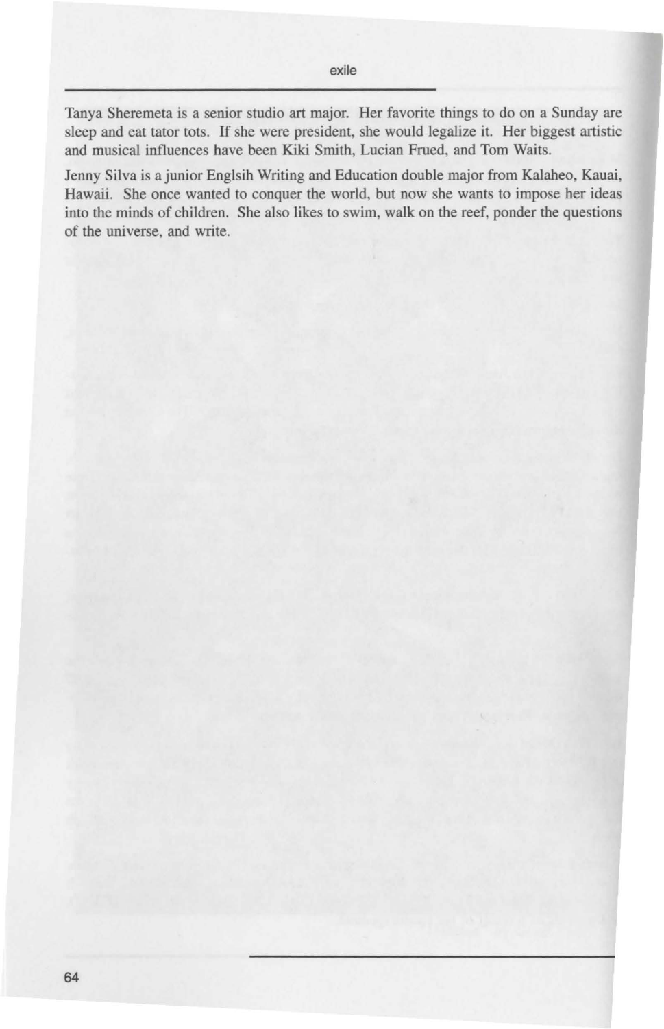Tanya Sheremeta is a senior studio art major. Her favorite things to do on a Sunday are sleep and eat tator tots. If she were president, she would legalize it. Her biggest artistic and musical influences have been Kiki Smith, Lucian Frued, and Tom Waits.

Jenny Silva is a junior Englsih Writing and Education double major from Kalaheo, Kauai, Hawaii. She once wanted to conquer the world, but now she wants to impose her ideas into the minds of children. She also likes to swim, walk on the reef, ponder the questions of the universe, and write.